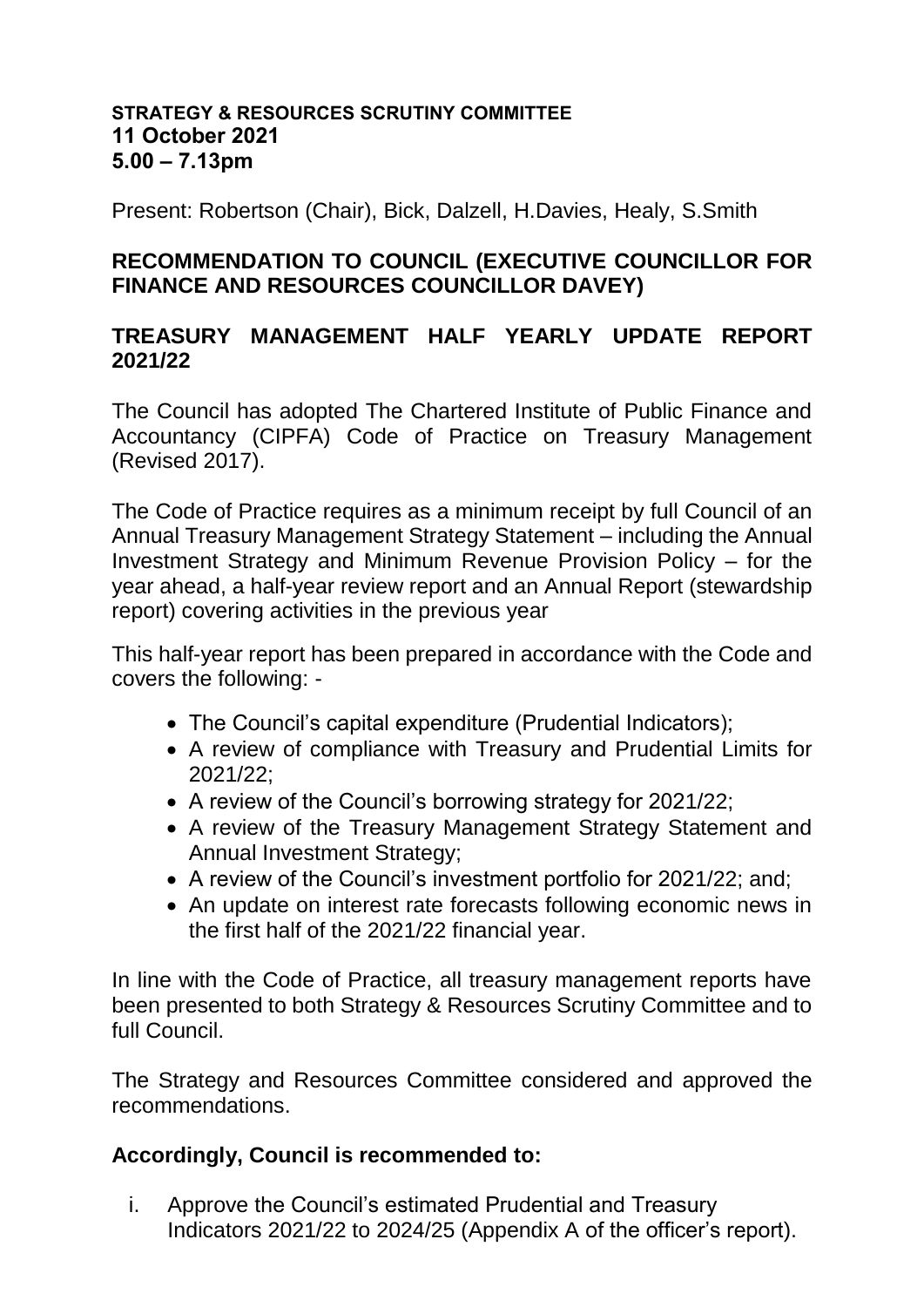**STRATEGY & RESOURCES SCRUTINY COMMITTEE**
**11 October 2021**
**5.00 – 7.13pm**

Present: Robertson (Chair), Bick, Dalzell, H.Davies, Healy, S.Smith

## RECOMMENDATION TO COUNCIL (EXECUTIVE COUNCILLOR FOR FINANCE AND RESOURCES COUNCILLOR DAVEY)

## TREASURY MANAGEMENT HALF YEARLY UPDATE REPORT 2021/22

The Council has adopted The Chartered Institute of Public Finance and Accountancy (CIPFA) Code of Practice on Treasury Management (Revised 2017).

The Code of Practice requires as a minimum receipt by full Council of an Annual Treasury Management Strategy Statement – including the Annual Investment Strategy and Minimum Revenue Provision Policy – for the year ahead, a half-year review report and an Annual Report (stewardship report) covering activities in the previous year

This half-year report has been prepared in accordance with the Code and covers the following: -

- The Council's capital expenditure (Prudential Indicators);
- A review of compliance with Treasury and Prudential Limits for 2021/22;
- A review of the Council's borrowing strategy for 2021/22;
- A review of the Treasury Management Strategy Statement and Annual Investment Strategy;
- A review of the Council's investment portfolio for 2021/22; and;
- An update on interest rate forecasts following economic news in the first half of the 2021/22 financial year.

In line with the Code of Practice, all treasury management reports have been presented to both Strategy & Resources Scrutiny Committee and to full Council.

The Strategy and Resources Committee considered and approved the recommendations.

**Accordingly, Council is recommended to:**

i. Approve the Council's estimated Prudential and Treasury Indicators 2021/22 to 2024/25 (Appendix A of the officer's report).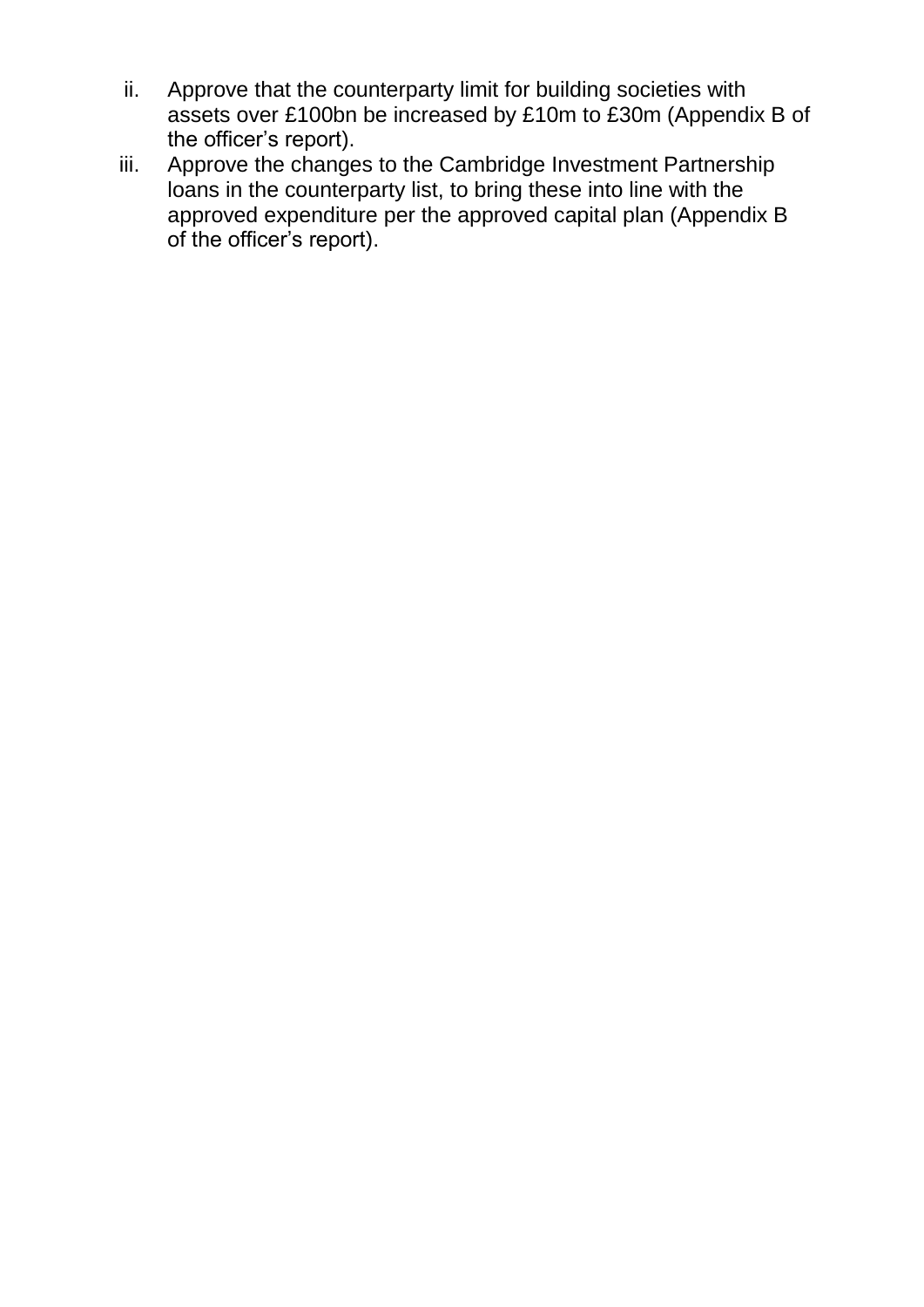ii. Approve that the counterparty limit for building societies with assets over £100bn be increased by £10m to £30m (Appendix B of the officer's report).

iii. Approve the changes to the Cambridge Investment Partnership loans in the counterparty list, to bring these into line with the approved expenditure per the approved capital plan (Appendix B of the officer's report).